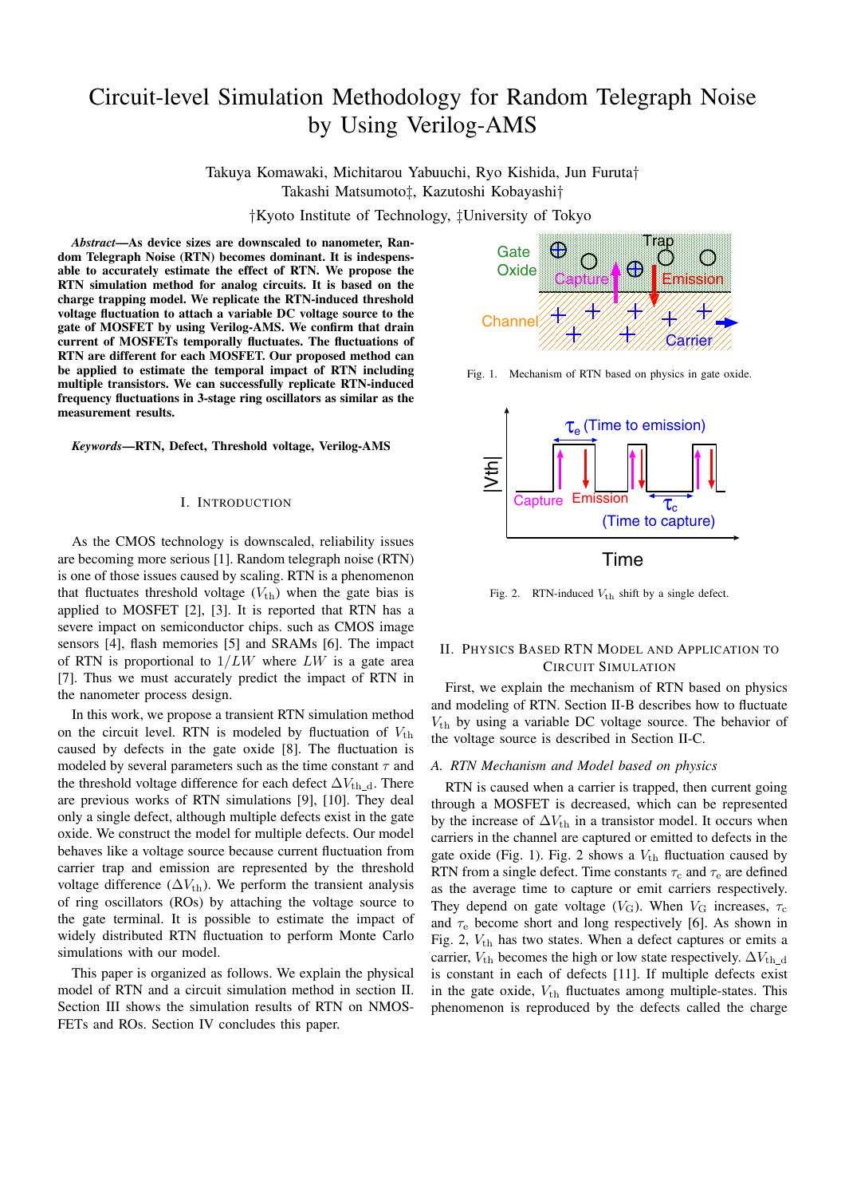# Circuit-level Simulation Methodology for Random Telegraph Noise by Using Verilog-AMS

Takuya Komawaki, Michitarou Yabuuchi, Ryo Kishida, Jun Furuta†
Takashi Matsumoto‡, Kazutoshi Kobayashi†

†Kyoto Institute of Technology, ‡University of Tokyo

***Abstract*—As device sizes are downscaled to nanometer, Random Telegraph Noise (RTN) becomes dominant. It is indespensable to accurately estimate the effect of RTN. We propose the RTN simulation method for analog circuits. It is based on the charge trapping model. We replicate the RTN-induced threshold voltage fluctuation to attach a variable DC voltage source to the gate of MOSFET by using Verilog-AMS. We confirm that drain current of MOSFETs temporally fluctuates. The fluctuations of RTN are different for each MOSFET. Our proposed method can be applied to estimate the temporal impact of RTN including multiple transistors. We can successfully replicate RTN-induced frequency fluctuations in 3-stage ring oscillators as similar as the measurement results.**

***Keywords*—RTN, Defect, Threshold voltage, Verilog-AMS**

## I. Introduction

As the CMOS technology is downscaled, reliability issues are becoming more serious [1]. Random telegraph noise (RTN) is one of those issues caused by scaling. RTN is a phenomenon that fluctuates threshold voltage ($V_{\rm th}$) when the gate bias is applied to MOSFET [2], [3]. It is reported that RTN has a severe impact on semiconductor chips. such as CMOS image sensors [4], flash memories [5] and SRAMs [6]. The impact of RTN is proportional to $1/LW$ where $LW$ is a gate area [7]. Thus we must accurately predict the impact of RTN in the nanometer process design.

In this work, we propose a transient RTN simulation method on the circuit level. RTN is modeled by fluctuation of $V_{\rm th}$ caused by defects in the gate oxide [8]. The fluctuation is modeled by several parameters such as the time constant $\tau$ and the threshold voltage difference for each defect $\Delta V_{\rm th\_d}$. There are previous works of RTN simulations [9], [10]. They deal only a single defect, although multiple defects exist in the gate oxide. We construct the model for multiple defects. Our model behaves like a voltage source because current fluctuation from carrier trap and emission are represented by the threshold voltage difference ($\Delta V_{\rm th}$). We perform the transient analysis of ring oscillators (ROs) by attaching the voltage source to the gate terminal. It is possible to estimate the impact of widely distributed RTN fluctuation to perform Monte Carlo simulations with our model.

This paper is organized as follows. We explain the physical model of RTN and a circuit simulation method in section II. Section III shows the simulation results of RTN on NMOSFETs and ROs. Section IV concludes this paper.

Fig. 1. Mechanism of RTN based on physics in gate oxide.

Fig. 2. RTN-induced $V_{\rm th}$ shift by a single defect.

## II. Physics Based RTN Model and Application to Circuit Simulation

First, we explain the mechanism of RTN based on physics and modeling of RTN. Section II-B describes how to fluctuate $V_{\rm th}$ by using a variable DC voltage source. The behavior of the voltage source is described in Section II-C.

### A. RTN Mechanism and Model based on physics

RTN is caused when a carrier is trapped, then current going through a MOSFET is decreased, which can be represented by the increase of $\Delta V_{\rm th}$ in a transistor model. It occurs when carriers in the channel are captured or emitted to defects in the gate oxide (Fig. 1). Fig. 2 shows a $V_{\rm th}$ fluctuation caused by RTN from a single defect. Time constants $\tau_{\rm c}$ and $\tau_{\rm e}$ are defined as the average time to capture or emit carriers respectively. They depend on gate voltage ($V_{\rm G}$). When $V_{\rm G}$ increases, $\tau_{\rm c}$ and $\tau_{\rm e}$ become short and long respectively [6]. As shown in Fig. 2, $V_{\rm th}$ has two states. When a defect captures or emits a carrier, $V_{\rm th}$ becomes the high or low state respectively. $\Delta V_{\rm th\_d}$ is constant in each of defects [11]. If multiple defects exist in the gate oxide, $V_{\rm th}$ fluctuates among multiple-states. This phenomenon is reproduced by the defects called the charge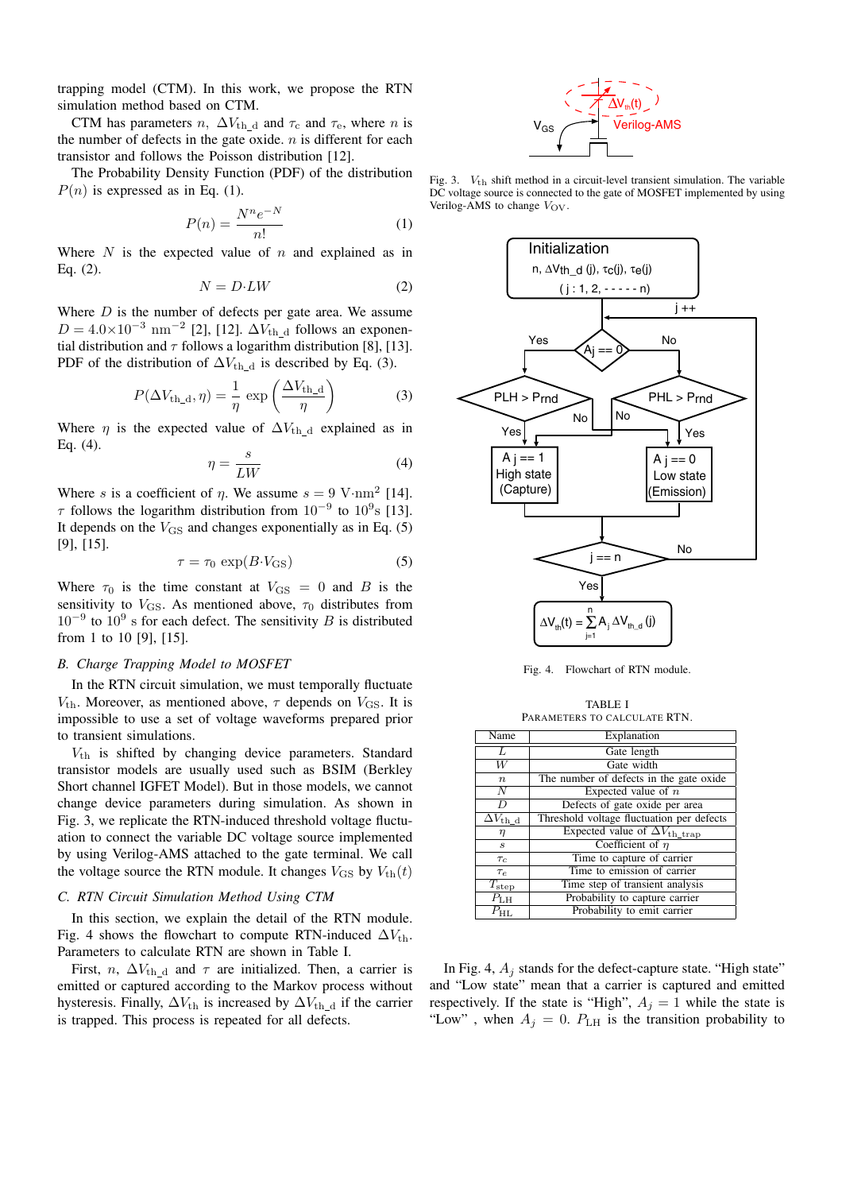trapping model (CTM). In this work, we propose the RTN simulation method based on CTM.

CTM has parameters $n$, $\Delta V_{\mathrm{th\_d}}$ and $\tau_{\mathrm{c}}$ and $\tau_{\mathrm{e}}$, where $n$ is the number of defects in the gate oxide. $n$ is different for each transistor and follows the Poisson distribution [12].

The Probability Density Function (PDF) of the distribution $P(n)$ is expressed as in Eq. (1).

$$P(n) = \frac{N^n e^{-N}}{n!} \tag{1}$$

Where $N$ is the expected value of $n$ and explained as in Eq. (2).

$$N = D{\cdot}LW \tag{2}$$

Where $D$ is the number of defects per gate area. We assume $D = 4.0{\times}10^{-3}$ nm$^{-2}$ [2], [12]. $\Delta V_{\mathrm{th\_d}}$ follows an exponential distribution and $\tau$ follows a logarithm distribution [8], [13]. PDF of the distribution of $\Delta V_{\mathrm{th\_d}}$ is described by Eq. (3).

$$P(\Delta V_{\mathrm{th\_d}}, \eta) = \frac{1}{\eta}\ \exp\left(\frac{\Delta V_{\mathrm{th\_d}}}{\eta}\right) \tag{3}$$

Where $\eta$ is the expected value of $\Delta V_{\mathrm{th\_d}}$ explained as in Eq. (4).

$$\eta = \frac{s}{LW} \tag{4}$$

Where $s$ is a coefficient of $\eta$. We assume $s = 9$ V$\cdot$nm$^2$ [14]. $\tau$ follows the logarithm distribution from $10^{-9}$ to $10^{9}$s [13]. It depends on the $V_{\mathrm{GS}}$ and changes exponentially as in Eq. (5) [9], [15].

$$\tau = \tau_0\ \exp(B{\cdot}V_{\mathrm{GS}}) \tag{5}$$

Where $\tau_0$ is the time constant at $V_{\mathrm{GS}} = 0$ and $B$ is the sensitivity to $V_{\mathrm{GS}}$. As mentioned above, $\tau_0$ distributes from $10^{-9}$ to $10^{9}$ s for each defect. The sensitivity $B$ is distributed from 1 to 10 [9], [15].

### *B. Charge Trapping Model to MOSFET*

In the RTN circuit simulation, we must temporally fluctuate $V_{\mathrm{th}}$. Moreover, as mentioned above, $\tau$ depends on $V_{\mathrm{GS}}$. It is impossible to use a set of voltage waveforms prepared prior to transient simulations.

$V_{\mathrm{th}}$ is shifted by changing device parameters. Standard transistor models are usually used such as BSIM (Berkley Short channel IGFET Model). But in those models, we cannot change device parameters during simulation. As shown in Fig. 3, we replicate the RTN-induced threshold voltage fluctuation to connect the variable DC voltage source implemented by using Verilog-AMS attached to the gate terminal. We call the voltage source the RTN module. It changes $V_{\mathrm{GS}}$ by $V_{\mathrm{th}}(t)$

### *C. RTN Circuit Simulation Method Using CTM*

In this section, we explain the detail of the RTN module. Fig. 4 shows the flowchart to compute RTN-induced $\Delta V_{\mathrm{th}}$. Parameters to calculate RTN are shown in Table I.

First, $n$, $\Delta V_{\mathrm{th\_d}}$ and $\tau$ are initialized. Then, a carrier is emitted or captured according to the Markov process without hysteresis. Finally, $\Delta V_{\mathrm{th}}$ is increased by $\Delta V_{\mathrm{th\_d}}$ if the carrier is trapped. This process is repeated for all defects.

Fig. 3. $V_{\mathrm{th}}$ shift method in a circuit-level transient simulation. The variable DC voltage source is connected to the gate of MOSFET implemented by using Verilog-AMS to change $V_{\mathrm{OV}}$.

Fig. 4. Flowchart of RTN module.

TABLE I
PARAMETERS TO CALCULATE RTN.

| Name | Explanation |
|---|---|
| $L$ | Gate length |
| $W$ | Gate width |
| $n$ | The number of defects in the gate oxide |
| $N$ | Expected value of $n$ |
| $D$ | Defects of gate oxide per area |
| $\Delta V_{\mathrm{th\_d}}$ | Threshold voltage fluctuation per defects |
| $\eta$ | Expected value of $\Delta V_{\mathrm{th\_trap}}$ |
| $s$ | Coefficient of $\eta$ |
| $\tau_c$ | Time to capture of carrier |
| $\tau_e$ | Time to emission of carrier |
| $T_{\mathrm{step}}$ | Time step of transient analysis |
| $P_{\mathrm{LH}}$ | Probability to capture carrier |
| $P_{\mathrm{HL}}$ | Probability to emit carrier |

In Fig. 4, $A_j$ stands for the defect-capture state. "High state" and "Low state" mean that a carrier is captured and emitted respectively. If the state is "High", $A_j = 1$ while the state is "Low" , when $A_j = 0$. $P_{\mathrm{LH}}$ is the transition probability to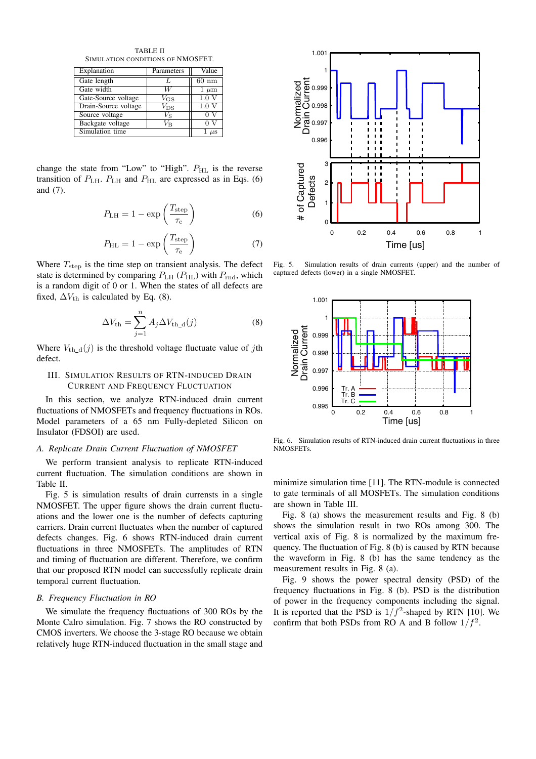TABLE II
SIMULATION CONDITIONS OF NMOSFET.

| Explanation | Parameters | Value |
|---|---|---|
| Gate length | $L$ | 60 nm |
| Gate width | $W$ | 1 $\mu$m |
| Gate-Source voltage | $V_{\rm GS}$ | 1.0 V |
| Drain-Source voltage | $V_{\rm DS}$ | 1.0 V |
| Source voltage | $V_{\rm S}$ | 0 V |
| Backgate voltage | $V_{\rm B}$ | 0 V |
| Simulation time | | 1 $\mu$s |

change the state from "Low" to "High". $P_{\rm HL}$ is the reverse transition of $P_{\rm LH}$. $P_{\rm LH}$ and $P_{\rm HL}$ are expressed as in Eqs. (6) and (7).

$$P_{\rm LH} = 1 - \exp\left(\frac{T_{\rm step}}{\tau_{\rm c}}\right) \tag{6}$$

$$P_{\rm HL} = 1 - \exp\left(\frac{T_{\rm step}}{\tau_{\rm e}}\right) \tag{7}$$

Where $T_{\rm step}$ is the time step on transient analysis. The defect state is determined by comparing $P_{\rm LH}$ ($P_{\rm HL}$) with $P_{\rm rnd}$, which is a random digit of 0 or 1. When the states of all defects are fixed, $\Delta V_{\rm th}$ is calculated by Eq. (8).

$$\Delta V_{\rm th} = \sum_{j=1}^{n} A_j \Delta V_{\rm th\_d}(j) \tag{8}$$

Where $V_{\rm th\_d}(j)$ is the threshold voltage fluctuate value of $j$th defect.

## III. Simulation Results of RTN-induced Drain Current and Frequency Fluctuation

In this section, we analyze RTN-induced drain current fluctuations of NMOSFETs and frequency fluctuations in ROs. Model parameters of a 65 nm Fully-depleted Silicon on Insulator (FDSOI) are used.

### *A. Replicate Drain Current Fluctuation of NMOSFET*

We perform transient analysis to replicate RTN-induced current fluctuation. The simulation conditions are shown in Table II.

Fig. 5 is simulation results of drain currensts in a single NMOSFET. The upper figure shows the drain current fluctuations and the lower one is the number of defects capturing carriers. Drain current fluctuates when the number of captured defects changes. Fig. 6 shows RTN-induced drain current fluctuations in three NMOSFETs. The amplitudes of RTN and timing of fluctuation are different. Therefore, we confirm that our proposed RTN model can successfully replicate drain temporal current fluctuation.

### *B. Frequency Fluctuation in RO*

We simulate the frequency fluctuations of 300 ROs by the Monte Calro simulation. Fig. 7 shows the RO constructed by CMOS inverters. We choose the 3-stage RO because we obtain relatively huge RTN-induced fluctuation in the small stage and minimize simulation time [11]. The RTN-module is connected to gate terminals of all MOSFETs. The simulation conditions are shown in Table III.

Fig. 5. Simulation results of drain currents (upper) and the number of captured defects (lower) in a single NMOSFET.

Fig. 6. Simulation results of RTN-induced drain current fluctuations in three NMOSFETs.

Fig. 8 (a) shows the measurement results and Fig. 8 (b) shows the simulation result in two ROs among 300. The vertical axis of Fig. 8 is normalized by the maximum frequency. The fluctuation of Fig. 8 (b) is caused by RTN because the waveform in Fig. 8 (b) has the same tendency as the measurement results in Fig. 8 (a).

Fig. 9 shows the power spectral density (PSD) of the frequency fluctuations in Fig. 8 (b). PSD is the distribution of power in the frequency components including the signal. It is reported that the PSD is $1/f^2$-shaped by RTN [10]. We confirm that both PSDs from RO A and B follow $1/f^2$.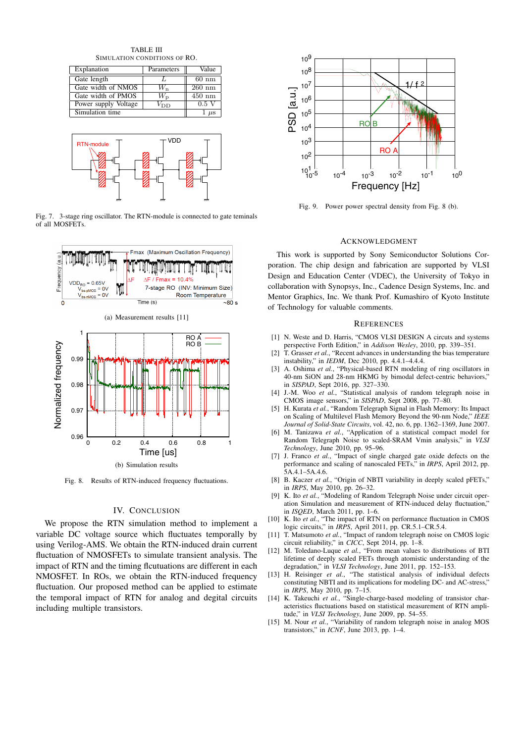TABLE III
SIMULATION CONDITIONS OF RO.

| Explanation | Parameters | Value |
|---|---|---|
| Gate length | $L$ | 60 nm |
| Gate width of NMOS | $W_n$ | 260 nm |
| Gate width of PMOS | $W_p$ | 450 nm |
| Power supply Voltage | $V_{DD}$ | 0.5 V |
| Simulation time | | 1 $\mu$s |

RTN-module
VDD

Fig. 7. 3-stage ring oscillator. The RTN-module is connected to gate teminals of all MOSFETs.

Frequency (a.u.)
Fmax (Maximum Oscillation Frequency)
ΔF
ΔF / Fmax = 10.4%
$VDD_{RO}$ = 0.65V
$V_{bs\text{-}pMOS}$ = 0V
$V_{bs\text{-}nMOS}$ = 0V
7-stage RO (INV: Minimum Size)
Room Temperature
0
Time (s)
~80 s

(a) Measurement results [11]

Normalized frequency
1
0.99
0.98
0.97
0.96
0
0.2
0.4
0.6
0.8
1
Time [us]
RO A
RO B

(b) Simulation results

Fig. 8. Results of RTN-induced frequency fluctuations.

PSD [a.u.]
$10^9$
$10^8$
$10^7$
$10^6$
$10^5$
$10^4$
$10^3$
$10^2$
$10^1$
$10^{-5}$
$10^{-4}$
$10^{-3}$
$10^{-2}$
$10^{-1}$
$10^0$
Frequency [Hz]
1/ f 2
RO B
RO A

Fig. 9. Power power spectral density from Fig. 8 (b).

## IV. CONCLUSION

We propose the RTN simulation method to implement a variable DC voltage source which fluctuates temporally by using Verilog-AMS. We obtain the RTN-induced drain current fluctuation of NMOSFETs to simulate transient analysis. The impact of RTN and the timing flcutuations are different in each NMOSFET. In ROs, we obtain the RTN-induced frequency fluctuation. Our proposed method can be applied to estimate the temporal impact of RTN for analog and degital circuits including multiple transistors.

## ACKNOWLEDGMENT

This work is supported by Sony Semiconductor Solutions Corporation. The chip design and fabrication are supported by VLSI Design and Education Center (VDEC), the University of Tokyo in collaboration with Synopsys, Inc., Cadence Design Systems, Inc. and Mentor Graphics, Inc. We thank Prof. Kumashiro of Kyoto Institute of Technology for valuable comments.

## REFERENCES

[1] N. Weste and D. Harris, "CMOS VLSI DESIGN A circuts and systems perspective Forth Edition," in *Addison Wesley*, 2010, pp. 339–351.

[2] T. Grasser *et al.*, "Recent advances in understanding the bias temperature instability," in *IEDM*, Dec 2010, pp. 4.4.1–4.4.4.

[3] A. Oshima *et al.*, "Physical-based RTN modeling of ring oscillators in 40-nm SiON and 28-nm HKMG by bimodal defect-centric behaviors," in *SISPAD*, Sept 2016, pp. 327–330.

[4] J.-M. Woo *et al.*, "Statistical analysis of random telegraph noise in CMOS image sensors," in *SISPAD*, Sept 2008, pp. 77–80.

[5] H. Kurata *et al.*, "Random Telegraph Signal in Flash Memory: Its Impact on Scaling of Multilevel Flash Memory Beyond the 90-nm Node," *IEEE Journal of Solid-State Circuits*, vol. 42, no. 6, pp. 1362–1369, June 2007.

[6] M. Tanizawa *et al.*, "Application of a statistical compact model for Random Telegraph Noise to scaled-SRAM Vmin analysis," in *VLSI Technology*, June 2010, pp. 95–96.

[7] J. Franco *et al.*, "Impact of single charged gate oxide defects on the performance and scaling of nanoscaled FETs," in *IRPS*, April 2012, pp. 5A.4.1–5A.4.6.

[8] B. Kaczer *et al.*, "Origin of NBTI variability in deeply scaled pFETs," in *IRPS*, May 2010, pp. 26–32.

[9] K. Ito *et al.*, "Modeling of Random Telegraph Noise under circuit operation Simulation and measurement of RTN-induced delay fluctuation," in *ISQED*, March 2011, pp. 1–6.

[10] K. Ito *et al.*, "The impact of RTN on performance fluctuation in CMOS logic circuits," in *IRPS*, April 2011, pp. CR.5.1–CR.5.4.

[11] T. Matsumoto *et al.*, "Impact of random telegraph noise on CMOS logic circuit reliability," in *CICC*, Sept 2014, pp. 1–8.

[12] M. Toledano-Luque *et al.*, "From mean values to distributions of BTI lifetime of deeply scaled FETs through atomistic understanding of the degradation," in *VLSI Technology*, June 2011, pp. 152–153.

[13] H. Reisinger *et al.*, "The statistical analysis of individual defects constituting NBTI and its implications for modeling DC- and AC-stress," in *IRPS*, May 2010, pp. 7–15.

[14] K. Takeuchi *et al.*, "Single-charge-based modeling of transistor characteristics fluctuations based on statistical measurement of RTN amplitude," in *VLSI Technology*, June 2009, pp. 54–55.

[15] M. Nour *et al.*, "Variability of random telegraph noise in analog MOS transistors," in *ICNF*, June 2013, pp. 1–4.